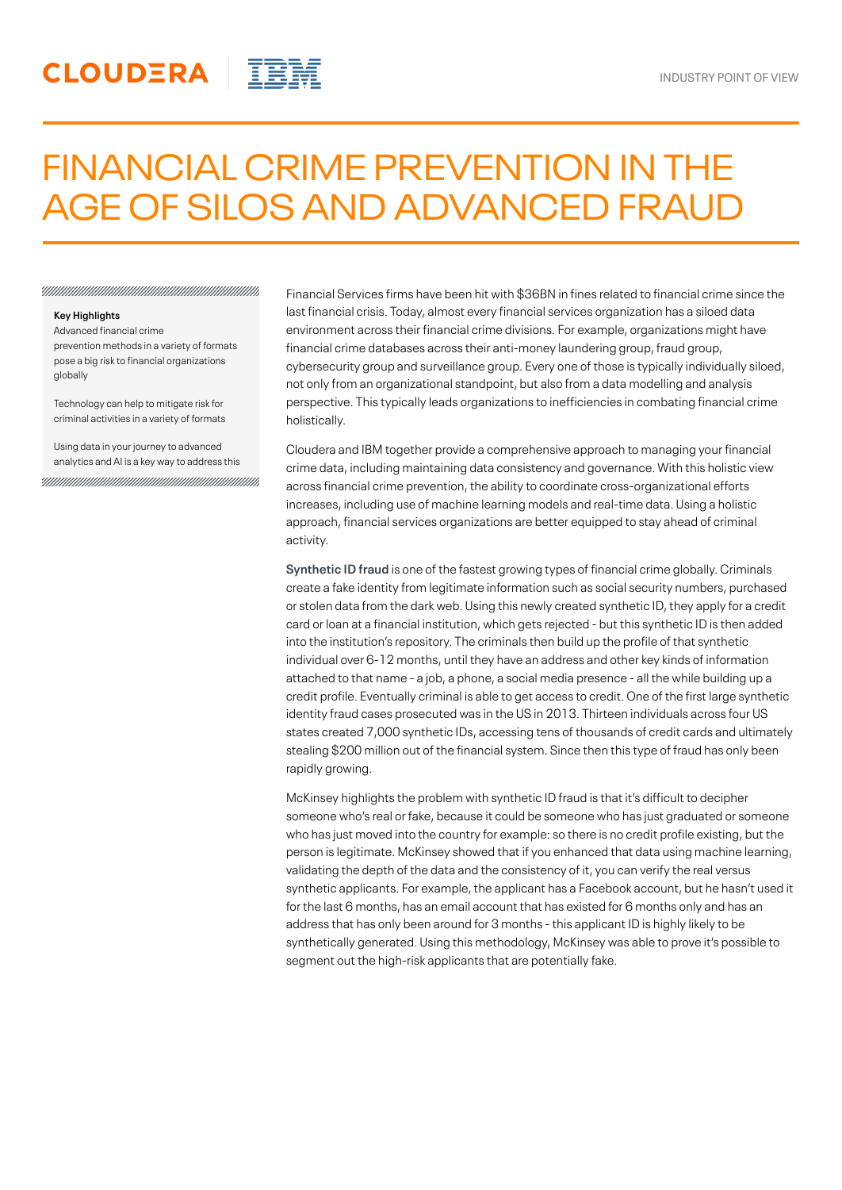# FINANCIAL CRIME PREVENTION IN THE AGE OF SILOS AND ADVANCED FRAUD

**Key Highlights**

Advanced financial crime prevention methods in a variety of formats pose a big risk to financial organizations globally

Technology can help to mitigate risk for criminal activities in a variety of formats

Using data in your journey to advanced analytics and AI is a key way to address this

Financial Services firms have been hit with $36BN in fines related to financial crime since the last financial crisis. Today, almost every financial services organization has a siloed data environment across their financial crime divisions. For example, organizations might have financial crime databases across their anti-money laundering group, fraud group, cybersecurity group and surveillance group. Every one of those is typically individually siloed, not only from an organizational standpoint, but also from a data modelling and analysis perspective. This typically leads organizations to inefficiencies in combating financial crime holistically.

Cloudera and IBM together provide a comprehensive approach to managing your financial crime data, including maintaining data consistency and governance. With this holistic view across financial crime prevention, the ability to coordinate cross-organizational efforts increases, including use of machine learning models and real-time data. Using a holistic approach, financial services organizations are better equipped to stay ahead of criminal activity.

**Synthetic ID fraud** is one of the fastest growing types of financial crime globally. Criminals create a fake identity from legitimate information such as social security numbers, purchased or stolen data from the dark web. Using this newly created synthetic ID, they apply for a credit card or loan at a financial institution, which gets rejected - but this synthetic ID is then added into the institution's repository. The criminals then build up the profile of that synthetic individual over 6-12 months, until they have an address and other key kinds of information attached to that name - a job, a phone, a social media presence - all the while building up a credit profile. Eventually criminal is able to get access to credit. One of the first large synthetic identity fraud cases prosecuted was in the US in 2013. Thirteen individuals across four US states created 7,000 synthetic IDs, accessing tens of thousands of credit cards and ultimately stealing $200 million out of the financial system. Since then this type of fraud has only been rapidly growing.

McKinsey highlights the problem with synthetic ID fraud is that it's difficult to decipher someone who's real or fake, because it could be someone who has just graduated or someone who has just moved into the country for example: so there is no credit profile existing, but the person is legitimate. McKinsey showed that if you enhanced that data using machine learning, validating the depth of the data and the consistency of it, you can verify the real versus synthetic applicants. For example, the applicant has a Facebook account, but he hasn't used it for the last 6 months, has an email account that has existed for 6 months only and has an address that has only been around for 3 months - this applicant ID is highly likely to be synthetically generated. Using this methodology, McKinsey was able to prove it's possible to segment out the high-risk applicants that are potentially fake.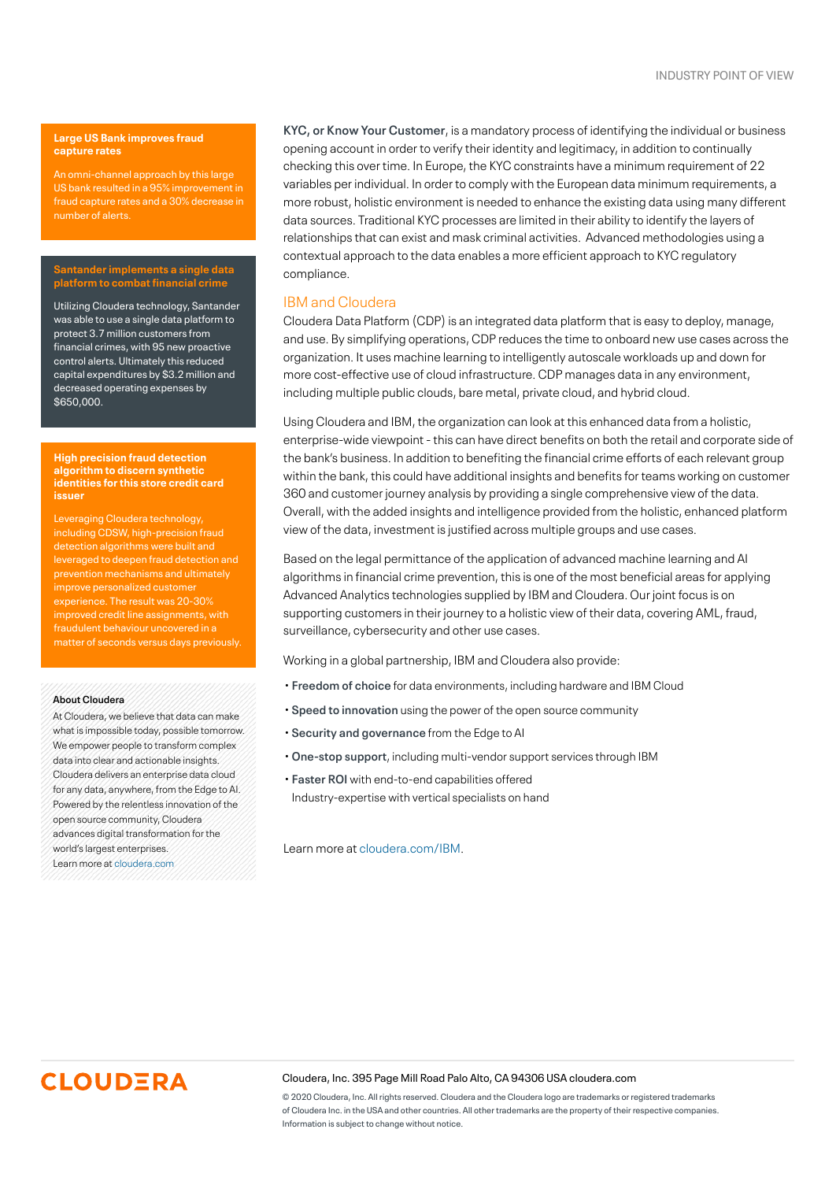**Large US Bank improves fraud capture rates**

An omni-channel approach by this large US bank resulted in a 95% improvement in fraud capture rates and a 30% decrease in number of alerts.

**Santander implements a single data platform to combat financial crime**

Utilizing Cloudera technology, Santander was able to use a single data platform to protect 3.7 million customers from financial crimes, with 95 new proactive control alerts. Ultimately this reduced capital expenditures by $3.2 million and decreased operating expenses by $650,000.

**High precision fraud detection algorithm to discern synthetic identities for this store credit card issuer**

Leveraging Cloudera technology, including CDSW, high-precision fraud detection algorithms were built and leveraged to deepen fraud detection and prevention mechanisms and ultimately improve personalized customer experience. The result was 20-30% improved credit line assignments, with fraudulent behaviour uncovered in a matter of seconds versus days previously.

**About Cloudera**

At Cloudera, we believe that data can make what is impossible today, possible tomorrow. We empower people to transform complex data into clear and actionable insights. Cloudera delivers an enterprise data cloud for any data, anywhere, from the Edge to AI. Powered by the relentless innovation of the open source community, Cloudera advances digital transformation for the world's largest enterprises.
Learn more at cloudera.com

**KYC, or Know Your Customer**, is a mandatory process of identifying the individual or business opening account in order to verify their identity and legitimacy, in addition to continually checking this over time. In Europe, the KYC constraints have a minimum requirement of 22 variables per individual. In order to comply with the European data minimum requirements, a more robust, holistic environment is needed to enhance the existing data using many different data sources. Traditional KYC processes are limited in their ability to identify the layers of relationships that can exist and mask criminal activities. Advanced methodologies using a contextual approach to the data enables a more efficient approach to KYC regulatory compliance.

## IBM and Cloudera

Cloudera Data Platform (CDP) is an integrated data platform that is easy to deploy, manage, and use. By simplifying operations, CDP reduces the time to onboard new use cases across the organization. It uses machine learning to intelligently autoscale workloads up and down for more cost-effective use of cloud infrastructure. CDP manages data in any environment, including multiple public clouds, bare metal, private cloud, and hybrid cloud.

Using Cloudera and IBM, the organization can look at this enhanced data from a holistic, enterprise-wide viewpoint - this can have direct benefits on both the retail and corporate side of the bank's business. In addition to benefiting the financial crime efforts of each relevant group within the bank, this could have additional insights and benefits for teams working on customer 360 and customer journey analysis by providing a single comprehensive view of the data. Overall, with the added insights and intelligence provided from the holistic, enhanced platform view of the data, investment is justified across multiple groups and use cases.

Based on the legal permittance of the application of advanced machine learning and AI algorithms in financial crime prevention, this is one of the most beneficial areas for applying Advanced Analytics technologies supplied by IBM and Cloudera. Our joint focus is on supporting customers in their journey to a holistic view of their data, covering AML, fraud, surveillance, cybersecurity and other use cases.

Working in a global partnership, IBM and Cloudera also provide:

- **Freedom of choice** for data environments, including hardware and IBM Cloud
- **Speed to innovation** using the power of the open source community
- **Security and governance** from the Edge to AI
- **One-stop support**, including multi-vendor support services through IBM
- **Faster ROI** with end-to-end capabilities offered
  Industry-expertise with vertical specialists on hand

Learn more at cloudera.com/IBM.

CLOUDERA

Cloudera, Inc. 395 Page Mill Road Palo Alto, CA 94306 USA cloudera.com

© 2020 Cloudera, Inc. All rights reserved. Cloudera and the Cloudera logo are trademarks or registered trademarks of Cloudera Inc. in the USA and other countries. All other trademarks are the property of their respective companies. Information is subject to change without notice.